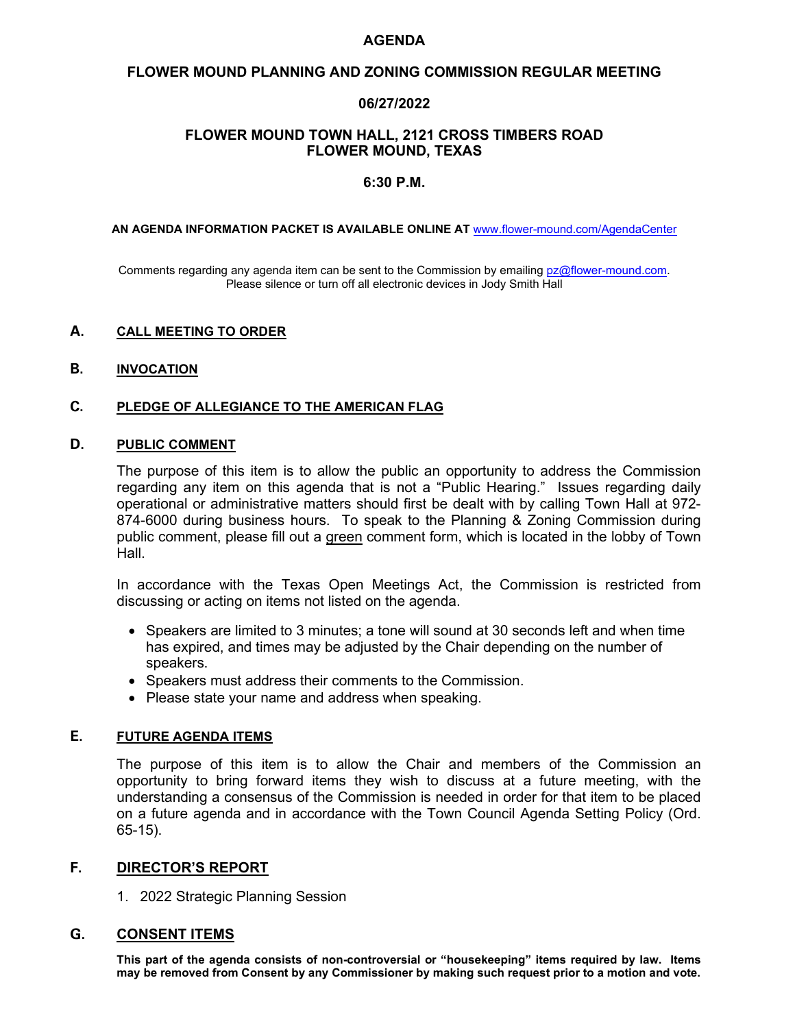# AGENDA

## FLOWER MOUND PLANNING AND ZONING COMMISSION REGULAR MEETING

## 06/27/2022

## FLOWER MOUND TOWN HALL, 2121 CROSS TIMBERS ROAD
## FLOWER MOUND, TEXAS

## 6:30 P.M.

**AN AGENDA INFORMATION PACKET IS AVAILABLE ONLINE AT** www.flower-mound.com/AgendaCenter

Comments regarding any agenda item can be sent to the Commission by emailing pz@flower-mound.com.
Please silence or turn off all electronic devices in Jody Smith Hall

### A. CALL MEETING TO ORDER

### B. INVOCATION

### C. PLEDGE OF ALLEGIANCE TO THE AMERICAN FLAG

### D. PUBLIC COMMENT

The purpose of this item is to allow the public an opportunity to address the Commission regarding any item on this agenda that is not a "Public Hearing." Issues regarding daily operational or administrative matters should first be dealt with by calling Town Hall at 972-874-6000 during business hours. To speak to the Planning & Zoning Commission during public comment, please fill out a green comment form, which is located in the lobby of Town Hall.

In accordance with the Texas Open Meetings Act, the Commission is restricted from discussing or acting on items not listed on the agenda.

- Speakers are limited to 3 minutes; a tone will sound at 30 seconds left and when time has expired, and times may be adjusted by the Chair depending on the number of speakers.
- Speakers must address their comments to the Commission.
- Please state your name and address when speaking.

### E. FUTURE AGENDA ITEMS

The purpose of this item is to allow the Chair and members of the Commission an opportunity to bring forward items they wish to discuss at a future meeting, with the understanding a consensus of the Commission is needed in order for that item to be placed on a future agenda and in accordance with the Town Council Agenda Setting Policy (Ord. 65-15).

### F. DIRECTOR'S REPORT

1. 2022 Strategic Planning Session

### G. CONSENT ITEMS

**This part of the agenda consists of non-controversial or "housekeeping" items required by law. Items may be removed from Consent by any Commissioner by making such request prior to a motion and vote.**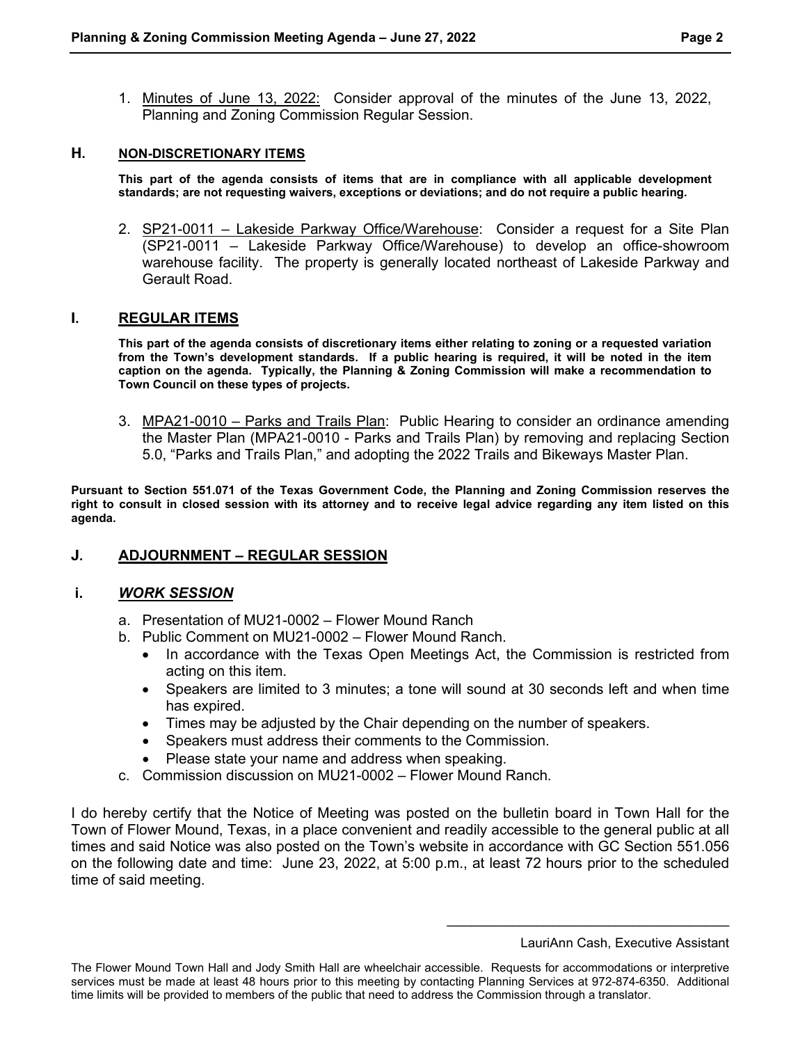1. Minutes of June 13, 2022: Consider approval of the minutes of the June 13, 2022, Planning and Zoning Commission Regular Session.

## H. NON-DISCRETIONARY ITEMS

**This part of the agenda consists of items that are in compliance with all applicable development standards; are not requesting waivers, exceptions or deviations; and do not require a public hearing.**

2. SP21-0011 – Lakeside Parkway Office/Warehouse: Consider a request for a Site Plan (SP21-0011 – Lakeside Parkway Office/Warehouse) to develop an office-showroom warehouse facility. The property is generally located northeast of Lakeside Parkway and Gerault Road.

## I. REGULAR ITEMS

**This part of the agenda consists of discretionary items either relating to zoning or a requested variation from the Town's development standards. If a public hearing is required, it will be noted in the item caption on the agenda. Typically, the Planning & Zoning Commission will make a recommendation to Town Council on these types of projects.**

3. MPA21-0010 – Parks and Trails Plan: Public Hearing to consider an ordinance amending the Master Plan (MPA21-0010 - Parks and Trails Plan) by removing and replacing Section 5.0, "Parks and Trails Plan," and adopting the 2022 Trails and Bikeways Master Plan.

**Pursuant to Section 551.071 of the Texas Government Code, the Planning and Zoning Commission reserves the right to consult in closed session with its attorney and to receive legal advice regarding any item listed on this agenda.**

## J. ADJOURNMENT – REGULAR SESSION

## i. *WORK SESSION*

a. Presentation of MU21-0002 – Flower Mound Ranch
b. Public Comment on MU21-0002 – Flower Mound Ranch.
   - In accordance with the Texas Open Meetings Act, the Commission is restricted from acting on this item.
   - Speakers are limited to 3 minutes; a tone will sound at 30 seconds left and when time has expired.
   - Times may be adjusted by the Chair depending on the number of speakers.
   - Speakers must address their comments to the Commission.
   - Please state your name and address when speaking.
c. Commission discussion on MU21-0002 – Flower Mound Ranch.

I do hereby certify that the Notice of Meeting was posted on the bulletin board in Town Hall for the Town of Flower Mound, Texas, in a place convenient and readily accessible to the general public at all times and said Notice was also posted on the Town's website in accordance with GC Section 551.056 on the following date and time: June 23, 2022, at 5:00 p.m., at least 72 hours prior to the scheduled time of said meeting.

\_\_\_\_\_\_\_\_\_\_\_\_\_\_\_\_\_\_\_\_\_\_\_\_\_\_\_\_\_\_\_\_\_\_\_\_

LauriAnn Cash, Executive Assistant

The Flower Mound Town Hall and Jody Smith Hall are wheelchair accessible. Requests for accommodations or interpretive services must be made at least 48 hours prior to this meeting by contacting Planning Services at 972-874-6350. Additional time limits will be provided to members of the public that need to address the Commission through a translator.